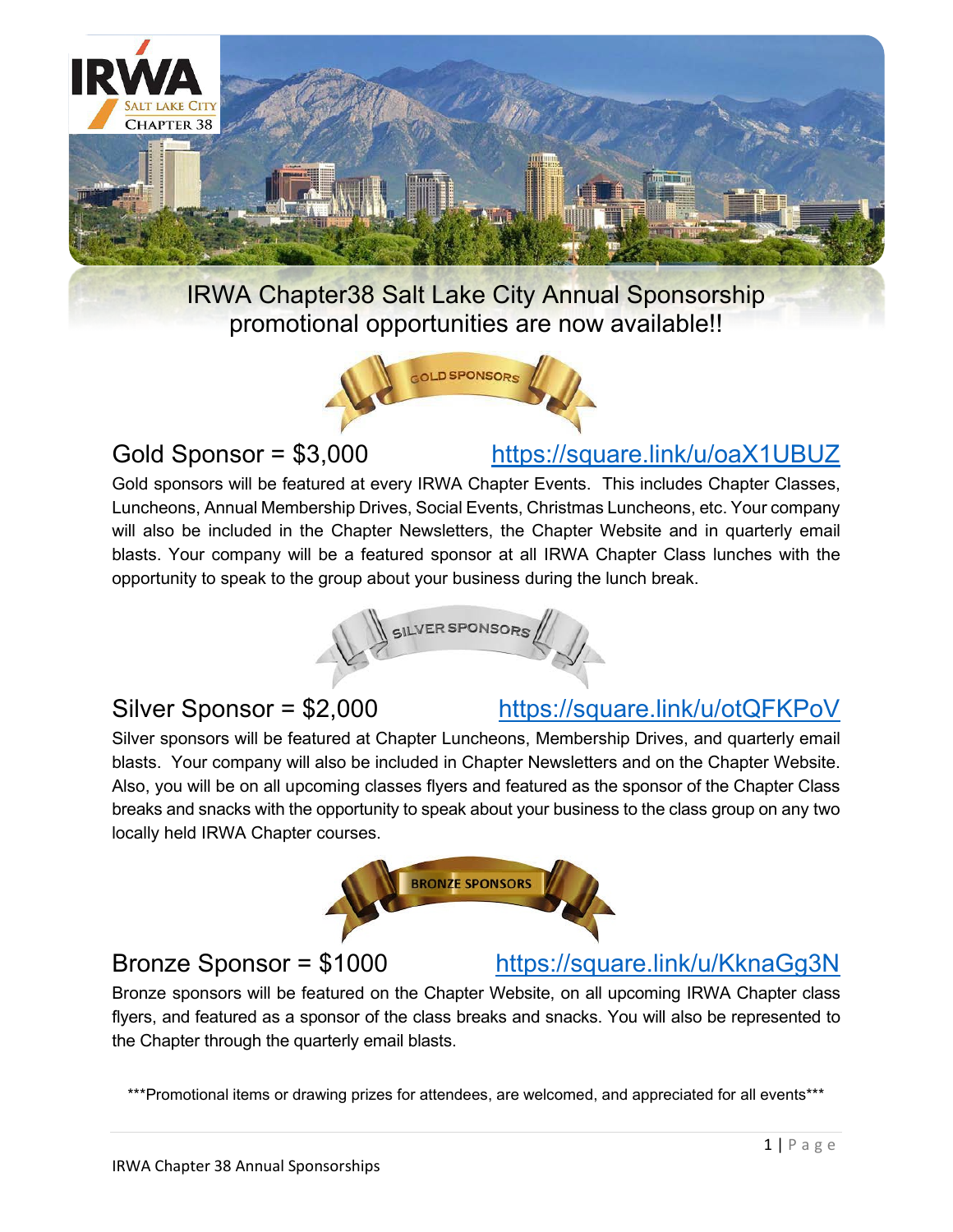IRWA Chapter38 Salt Lake City Annual Sponsorship promotional opportunities are now available!!

## Gold Sponsor = $3,000 https://square.link/u/oaX1UBUZ

Gold sponsors will be featured at every IRWA Chapter Events. This includes Chapter Classes, Luncheons, Annual Membership Drives, Social Events, Christmas Luncheons, etc. Your company will also be included in the Chapter Newsletters, the Chapter Website and in quarterly email blasts. Your company will be a featured sponsor at all IRWA Chapter Class lunches with the opportunity to speak to the group about your business during the lunch break.

## Silver Sponsor = $2,000 https://square.link/u/otQFKPoV

Silver sponsors will be featured at Chapter Luncheons, Membership Drives, and quarterly email blasts. Your company will also be included in Chapter Newsletters and on the Chapter Website. Also, you will be on all upcoming classes flyers and featured as the sponsor of the Chapter Class breaks and snacks with the opportunity to speak about your business to the class group on any two locally held IRWA Chapter courses.

## Bronze Sponsor = $1000 https://square.link/u/KknaGg3N

Bronze sponsors will be featured on the Chapter Website, on all upcoming IRWA Chapter class flyers, and featured as a sponsor of the class breaks and snacks. You will also be represented to the Chapter through the quarterly email blasts.

***Promotional items or drawing prizes for attendees, are welcomed, and appreciated for all events***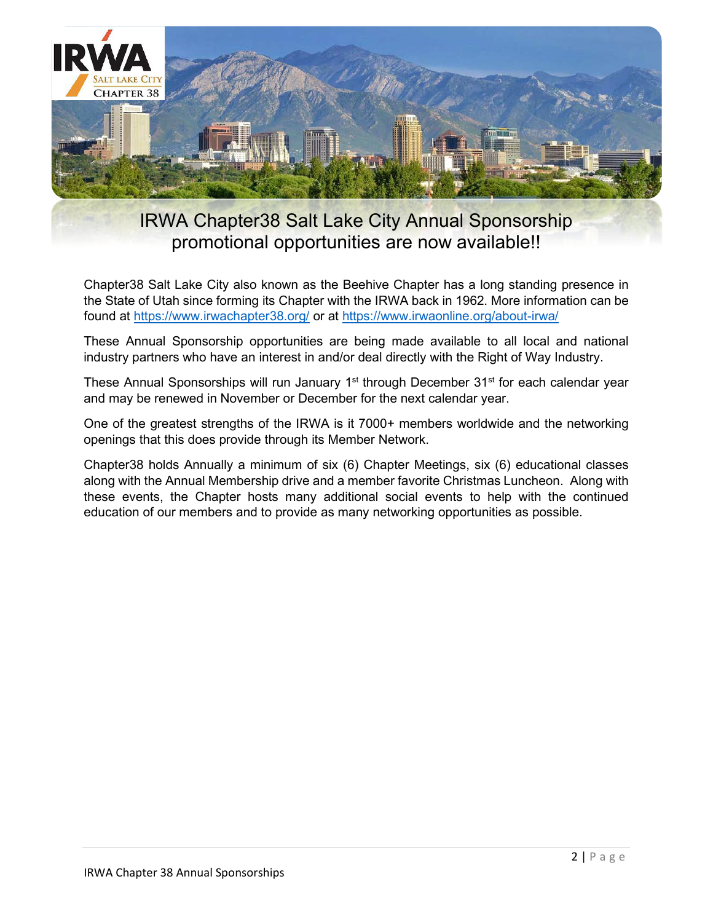# IRWA Chapter38 Salt Lake City Annual Sponsorship promotional opportunities are now available!!

Chapter38 Salt Lake City also known as the Beehive Chapter has a long standing presence in the State of Utah since forming its Chapter with the IRWA back in 1962. More information can be found at https://www.irwachapter38.org/ or at https://www.irwaonline.org/about-irwa/

These Annual Sponsorship opportunities are being made available to all local and national industry partners who have an interest in and/or deal directly with the Right of Way Industry.

These Annual Sponsorships will run January 1st through December 31st for each calendar year and may be renewed in November or December for the next calendar year.

One of the greatest strengths of the IRWA is it 7000+ members worldwide and the networking openings that this does provide through its Member Network.

Chapter38 holds Annually a minimum of six (6) Chapter Meetings, six (6) educational classes along with the Annual Membership drive and a member favorite Christmas Luncheon. Along with these events, the Chapter hosts many additional social events to help with the continued education of our members and to provide as many networking opportunities as possible.